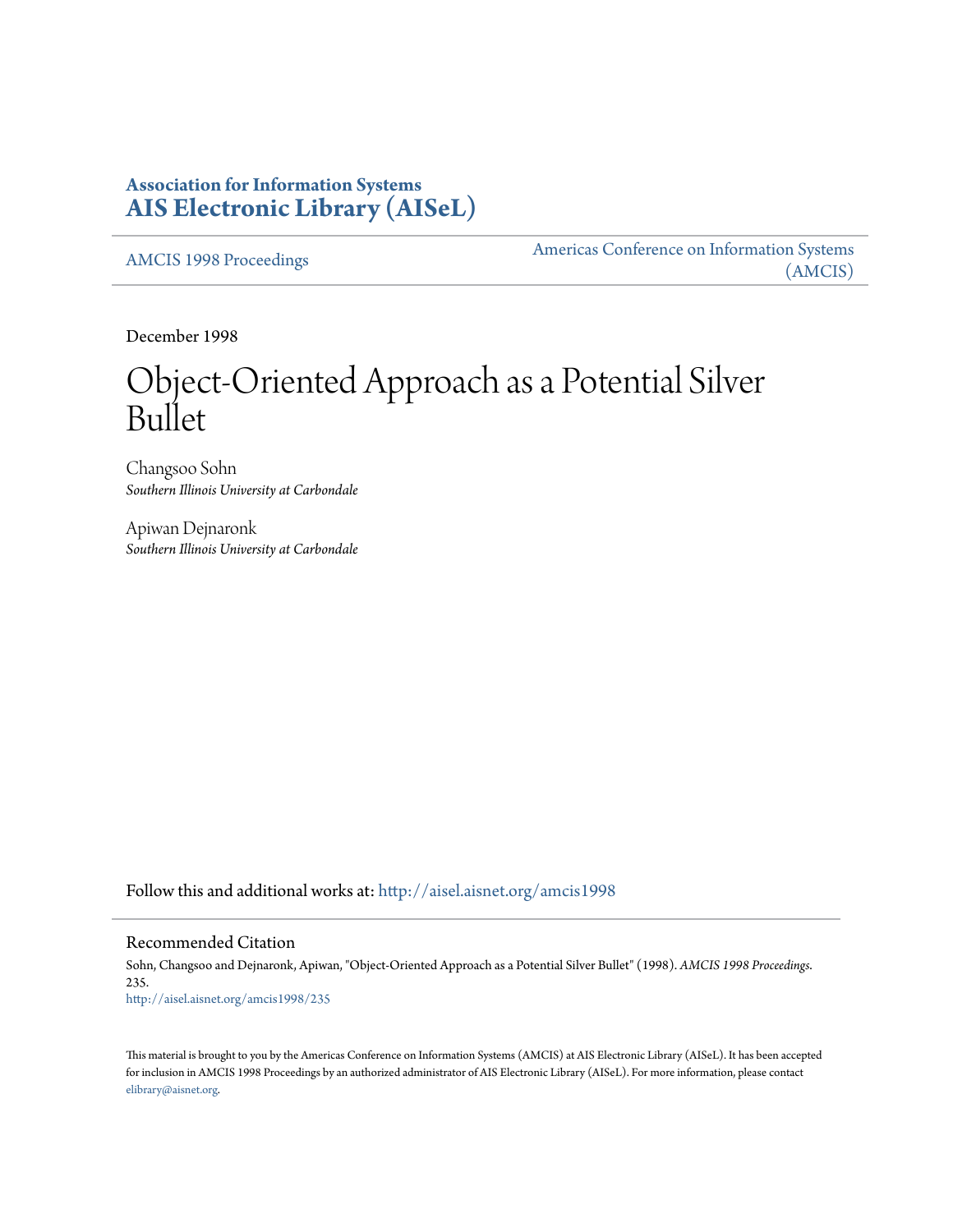**Association for Information Systems**
**AIS Electronic Library (AISeL)**

AMCIS 1998 Proceedings

Americas Conference on Information Systems (AMCIS)

December 1998

# Object-Oriented Approach as a Potential Silver Bullet

Changsoo Sohn
*Southern Illinois University at Carbondale*

Apiwan Dejnaronk
*Southern Illinois University at Carbondale*

Follow this and additional works at: http://aisel.aisnet.org/amcis1998

## Recommended Citation

Sohn, Changsoo and Dejnaronk, Apiwan, "Object-Oriented Approach as a Potential Silver Bullet" (1998). *AMCIS 1998 Proceedings*. 235.
http://aisel.aisnet.org/amcis1998/235

This material is brought to you by the Americas Conference on Information Systems (AMCIS) at AIS Electronic Library (AISeL). It has been accepted for inclusion in AMCIS 1998 Proceedings by an authorized administrator of AIS Electronic Library (AISeL). For more information, please contact elibrary@aisnet.org.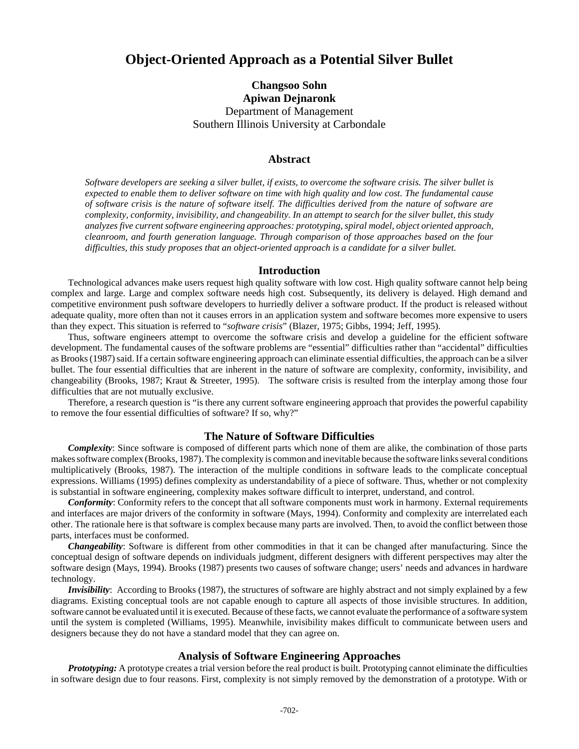# Object-Oriented Approach as a Potential Silver Bullet

**Changsoo Sohn**
**Apiwan Dejnaronk**
Department of Management
Southern Illinois University at Carbondale

## Abstract

*Software developers are seeking a silver bullet, if exists, to overcome the software crisis. The silver bullet is expected to enable them to deliver software on time with high quality and low cost. The fundamental cause of software crisis is the nature of software itself. The difficulties derived from the nature of software are complexity, conformity, invisibility, and changeability. In an attempt to search for the silver bullet, this study analyzes five current software engineering approaches: prototyping, spiral model, object oriented approach, cleanroom, and fourth generation language. Through comparison of those approaches based on the four difficulties, this study proposes that an object-oriented approach is a candidate for a silver bullet.*

## Introduction

Technological advances make users request high quality software with low cost. High quality software cannot help being complex and large. Large and complex software needs high cost. Subsequently, its delivery is delayed. High demand and competitive environment push software developers to hurriedly deliver a software product. If the product is released without adequate quality, more often than not it causes errors in an application system and software becomes more expensive to users than they expect. This situation is referred to "*software crisis*" (Blazer, 1975; Gibbs, 1994; Jeff, 1995).

Thus, software engineers attempt to overcome the software crisis and develop a guideline for the efficient software development. The fundamental causes of the software problems are "essential" difficulties rather than "accidental" difficulties as Brooks (1987) said. If a certain software engineering approach can eliminate essential difficulties, the approach can be a silver bullet. The four essential difficulties that are inherent in the nature of software are complexity, conformity, invisibility, and changeability (Brooks, 1987; Kraut & Streeter, 1995). The software crisis is resulted from the interplay among those four difficulties that are not mutually exclusive.

Therefore, a research question is "is there any current software engineering approach that provides the powerful capability to remove the four essential difficulties of software? If so, why?"

## The Nature of Software Difficulties

***Complexity***: Since software is composed of different parts which none of them are alike, the combination of those parts makes software complex (Brooks, 1987). The complexity is common and inevitable because the software links several conditions multiplicatively (Brooks, 1987). The interaction of the multiple conditions in software leads to the complicate conceptual expressions. Williams (1995) defines complexity as understandability of a piece of software. Thus, whether or not complexity is substantial in software engineering, complexity makes software difficult to interpret, understand, and control.

***Conformity***: Conformity refers to the concept that all software components must work in harmony. External requirements and interfaces are major drivers of the conformity in software (Mays, 1994). Conformity and complexity are interrelated each other. The rationale here is that software is complex because many parts are involved. Then, to avoid the conflict between those parts, interfaces must be conformed.

***Changeability***: Software is different from other commodities in that it can be changed after manufacturing. Since the conceptual design of software depends on individuals judgment, different designers with different perspectives may alter the software design (Mays, 1994). Brooks (1987) presents two causes of software change; users' needs and advances in hardware technology.

***Invisibility***: According to Brooks (1987), the structures of software are highly abstract and not simply explained by a few diagrams. Existing conceptual tools are not capable enough to capture all aspects of those invisible structures. In addition, software cannot be evaluated until it is executed. Because of these facts, we cannot evaluate the performance of a software system until the system is completed (Williams, 1995). Meanwhile, invisibility makes difficult to communicate between users and designers because they do not have a standard model that they can agree on.

## Analysis of Software Engineering Approaches

***Prototyping:*** A prototype creates a trial version before the real product is built. Prototyping cannot eliminate the difficulties in software design due to four reasons. First, complexity is not simply removed by the demonstration of a prototype. With or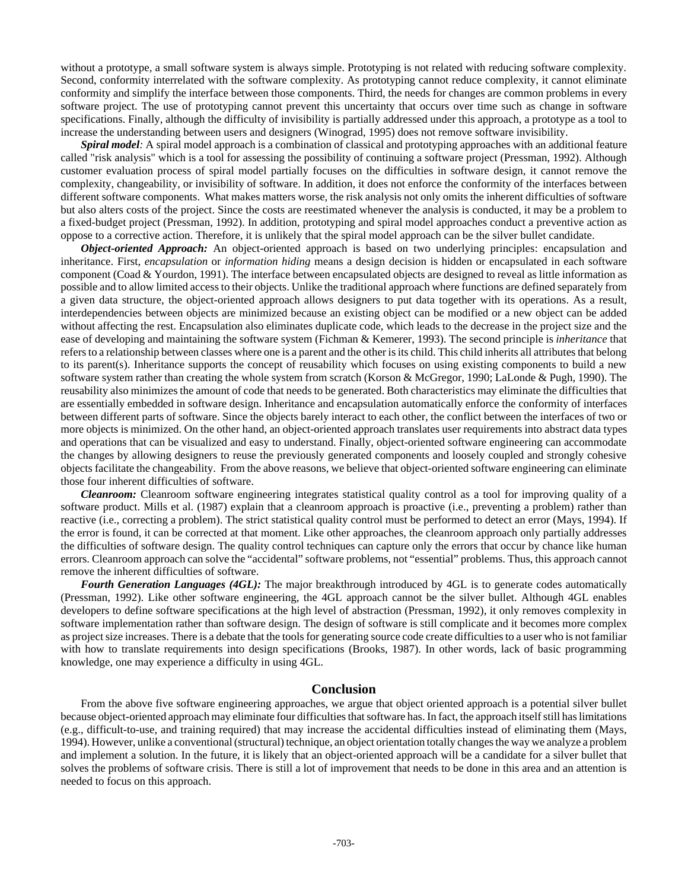without a prototype, a small software system is always simple. Prototyping is not related with reducing software complexity. Second, conformity interrelated with the software complexity. As prototyping cannot reduce complexity, it cannot eliminate conformity and simplify the interface between those components. Third, the needs for changes are common problems in every software project. The use of prototyping cannot prevent this uncertainty that occurs over time such as change in software specifications. Finally, although the difficulty of invisibility is partially addressed under this approach, a prototype as a tool to increase the understanding between users and designers (Winograd, 1995) does not remove software invisibility.

***Spiral model:*** A spiral model approach is a combination of classical and prototyping approaches with an additional feature called "risk analysis" which is a tool for assessing the possibility of continuing a software project (Pressman, 1992). Although customer evaluation process of spiral model partially focuses on the difficulties in software design, it cannot remove the complexity, changeability, or invisibility of software. In addition, it does not enforce the conformity of the interfaces between different software components. What makes matters worse, the risk analysis not only omits the inherent difficulties of software but also alters costs of the project. Since the costs are reestimated whenever the analysis is conducted, it may be a problem to a fixed-budget project (Pressman, 1992). In addition, prototyping and spiral model approaches conduct a preventive action as oppose to a corrective action. Therefore, it is unlikely that the spiral model approach can be the silver bullet candidate.

***Object-oriented Approach:*** An object-oriented approach is based on two underlying principles: encapsulation and inheritance. First, *encapsulation* or *information hiding* means a design decision is hidden or encapsulated in each software component (Coad & Yourdon, 1991). The interface between encapsulated objects are designed to reveal as little information as possible and to allow limited access to their objects. Unlike the traditional approach where functions are defined separately from a given data structure, the object-oriented approach allows designers to put data together with its operations. As a result, interdependencies between objects are minimized because an existing object can be modified or a new object can be added without affecting the rest. Encapsulation also eliminates duplicate code, which leads to the decrease in the project size and the ease of developing and maintaining the software system (Fichman & Kemerer, 1993). The second principle is *inheritance* that refers to a relationship between classes where one is a parent and the other is its child. This child inherits all attributes that belong to its parent(s). Inheritance supports the concept of reusability which focuses on using existing components to build a new software system rather than creating the whole system from scratch (Korson & McGregor, 1990; LaLonde & Pugh, 1990). The reusability also minimizes the amount of code that needs to be generated. Both characteristics may eliminate the difficulties that are essentially embedded in software design. Inheritance and encapsulation automatically enforce the conformity of interfaces between different parts of software. Since the objects barely interact to each other, the conflict between the interfaces of two or more objects is minimized. On the other hand, an object-oriented approach translates user requirements into abstract data types and operations that can be visualized and easy to understand. Finally, object-oriented software engineering can accommodate the changes by allowing designers to reuse the previously generated components and loosely coupled and strongly cohesive objects facilitate the changeability. From the above reasons, we believe that object-oriented software engineering can eliminate those four inherent difficulties of software.

***Cleanroom:*** Cleanroom software engineering integrates statistical quality control as a tool for improving quality of a software product. Mills et al. (1987) explain that a cleanroom approach is proactive (i.e., preventing a problem) rather than reactive (i.e., correcting a problem). The strict statistical quality control must be performed to detect an error (Mays, 1994). If the error is found, it can be corrected at that moment. Like other approaches, the cleanroom approach only partially addresses the difficulties of software design. The quality control techniques can capture only the errors that occur by chance like human errors. Cleanroom approach can solve the "accidental" software problems, not "essential" problems. Thus, this approach cannot remove the inherent difficulties of software.

***Fourth Generation Languages (4GL):*** The major breakthrough introduced by 4GL is to generate codes automatically (Pressman, 1992). Like other software engineering, the 4GL approach cannot be the silver bullet. Although 4GL enables developers to define software specifications at the high level of abstraction (Pressman, 1992), it only removes complexity in software implementation rather than software design. The design of software is still complicate and it becomes more complex as project size increases. There is a debate that the tools for generating source code create difficulties to a user who is not familiar with how to translate requirements into design specifications (Brooks, 1987). In other words, lack of basic programming knowledge, one may experience a difficulty in using 4GL.

## Conclusion

From the above five software engineering approaches, we argue that object oriented approach is a potential silver bullet because object-oriented approach may eliminate four difficulties that software has. In fact, the approach itself still has limitations (e.g., difficult-to-use, and training required) that may increase the accidental difficulties instead of eliminating them (Mays, 1994). However, unlike a conventional (structural) technique, an object orientation totally changes the way we analyze a problem and implement a solution. In the future, it is likely that an object-oriented approach will be a candidate for a silver bullet that solves the problems of software crisis. There is still a lot of improvement that needs to be done in this area and an attention is needed to focus on this approach.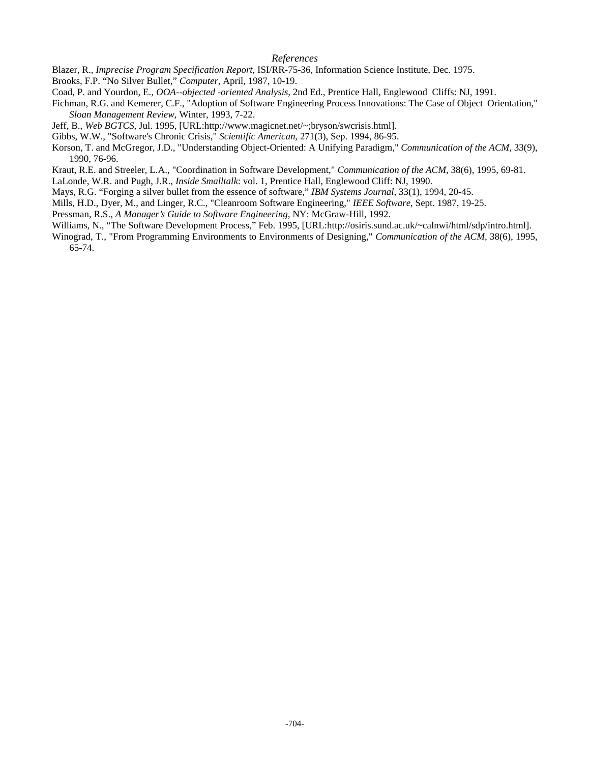*References*

Blazer, R., *Imprecise Program Specification Report*, ISI/RR-75-36, Information Science Institute, Dec. 1975.

Brooks, F.P. “No Silver Bullet,” *Computer*, April, 1987, 10-19.

Coad, P. and Yourdon, E., *OOA--objected -oriented Analysis*, 2nd Ed., Prentice Hall, Englewood Cliffs: NJ, 1991.

Fichman, R.G. and Kemerer, C.F., "Adoption of Software Engineering Process Innovations: The Case of Object Orientation," *Sloan Management Review*, Winter, 1993, 7-22.

Jeff, B., *Web BGTCS*, Jul. 1995, [URL:http://www.magicnet.net/~;bryson/swcrisis.html].

Gibbs, W.W., "Software's Chronic Crisis," *Scientific American*, 271(3), Sep. 1994, 86-95.

Korson, T. and McGregor, J.D., "Understanding Object-Oriented: A Unifying Paradigm," *Communication of the ACM*, 33(9), 1990, 76-96.

Kraut, R.E. and Streeler, L.A., "Coordination in Software Development," *Communication of the ACM*, 38(6), 1995, 69-81.

LaLonde, W.R. and Pugh, J.R., *Inside Smalltalk*: vol. 1, Prentice Hall, Englewood Cliff: NJ, 1990.

Mays, R.G. “Forging a silver bullet from the essence of software,” *IBM Systems Journal*, 33(1), 1994, 20-45.

Mills, H.D., Dyer, M., and Linger, R.C., "Cleanroom Software Engineering," *IEEE Software*, Sept. 1987, 19-25.

Pressman, R.S., *A Manager’s Guide to Software Engineering*, NY: McGraw-Hill, 1992.

Williams, N., “The Software Development Process,” Feb. 1995, [URL:http://osiris.sund.ac.uk/~calnwi/html/sdp/intro.html].

Winograd, T., "From Programming Environments to Environments of Designing," *Communication of the ACM*, 38(6), 1995, 65-74.